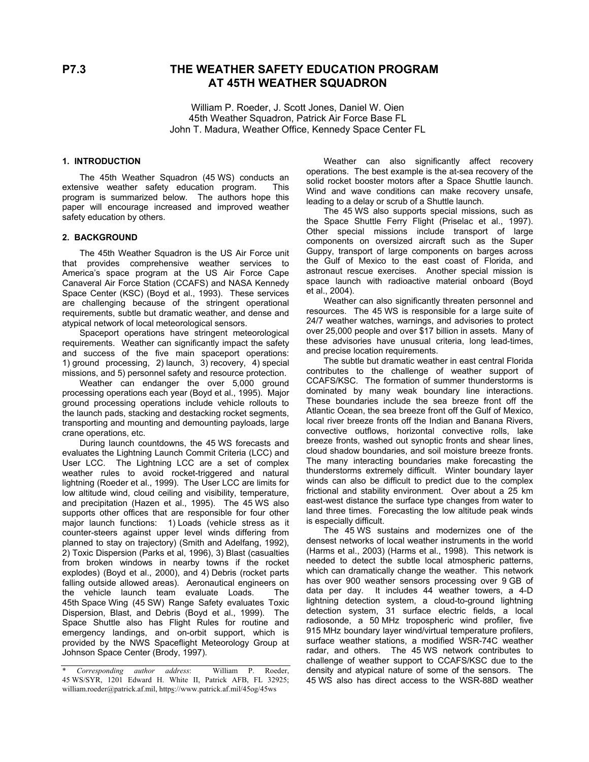# P7.3 THE WEATHER SAFETY EDUCATION PROGRAM AT 45TH WEATHER SQUADRON

William P. Roeder, J. Scott Jones, Daniel W. Oien
45th Weather Squadron, Patrick Air Force Base FL
John T. Madura, Weather Office, Kennedy Space Center FL

## 1. INTRODUCTION

The 45th Weather Squadron (45 WS) conducts an extensive weather safety education program. This program is summarized below. The authors hope this paper will encourage increased and improved weather safety education by others.

## 2. BACKGROUND

The 45th Weather Squadron is the US Air Force unit that provides comprehensive weather services to America's space program at the US Air Force Cape Canaveral Air Force Station (CCAFS) and NASA Kennedy Space Center (KSC) (Boyd et al., 1993). These services are challenging because of the stringent operational requirements, subtle but dramatic weather, and dense and atypical network of local meteorological sensors.

Spaceport operations have stringent meteorological requirements. Weather can significantly impact the safety and success of the five main spaceport operations: 1) ground processing, 2) launch, 3) recovery, 4) special missions, and 5) personnel safety and resource protection.

Weather can endanger the over 5,000 ground processing operations each year (Boyd et al., 1995). Major ground processing operations include vehicle rollouts to the launch pads, stacking and destacking rocket segments, transporting and mounting and demounting payloads, large crane operations, etc.

During launch countdowns, the 45 WS forecasts and evaluates the Lightning Launch Commit Criteria (LCC) and User LCC. The Lightning LCC are a set of complex weather rules to avoid rocket-triggered and natural lightning (Roeder et al., 1999). The User LCC are limits for low altitude wind, cloud ceiling and visibility, temperature, and precipitation (Hazen et al., 1995). The 45 WS also supports other offices that are responsible for four other major launch functions: 1) Loads (vehicle stress as it counter-steers against upper level winds differing from planned to stay on trajectory) (Smith and Adelfang, 1992), 2) Toxic Dispersion (Parks et al, 1996), 3) Blast (casualties from broken windows in nearby towns if the rocket explodes) (Boyd et al., 2000), and 4) Debris (rocket parts falling outside allowed areas). Aeronautical engineers on the vehicle launch team evaluate Loads. The 45th Space Wing (45 SW) Range Safety evaluates Toxic Dispersion, Blast, and Debris (Boyd et al., 1999). The Space Shuttle also has Flight Rules for routine and emergency landings, and on-orbit support, which is provided by the NWS Spaceflight Meteorology Group at Johnson Space Center (Brody, 1997).

Weather can also significantly affect recovery operations. The best example is the at-sea recovery of the solid rocket booster motors after a Space Shuttle launch. Wind and wave conditions can make recovery unsafe, leading to a delay or scrub of a Shuttle launch.

The 45 WS also supports special missions, such as the Space Shuttle Ferry Flight (Priselac et al., 1997). Other special missions include transport of large components on oversized aircraft such as the Super Guppy, transport of large components on barges across the Gulf of Mexico to the east coast of Florida, and astronaut rescue exercises. Another special mission is space launch with radioactive material onboard (Boyd et al., 2004).

Weather can also significantly threaten personnel and resources. The 45 WS is responsible for a large suite of 24/7 weather watches, warnings, and advisories to protect over 25,000 people and over $17 billion in assets. Many of these advisories have unusual criteria, long lead-times, and precise location requirements.

The subtle but dramatic weather in east central Florida contributes to the challenge of weather support of CCAFS/KSC. The formation of summer thunderstorms is dominated by many weak boundary line interactions. These boundaries include the sea breeze front off the Atlantic Ocean, the sea breeze front off the Gulf of Mexico, local river breeze fronts off the Indian and Banana Rivers, convective outflows, horizontal convective rolls, lake breeze fronts, washed out synoptic fronts and shear lines, cloud shadow boundaries, and soil moisture breeze fronts. The many interacting boundaries make forecasting the thunderstorms extremely difficult. Winter boundary layer winds can also be difficult to predict due to the complex frictional and stability environment. Over about a 25 km east-west distance the surface type changes from water to land three times. Forecasting the low altitude peak winds is especially difficult.

The 45 WS sustains and modernizes one of the densest networks of local weather instruments in the world (Harms et al., 2003) (Harms et al., 1998). This network is needed to detect the subtle local atmospheric patterns, which can dramatically change the weather. This network has over 900 weather sensors processing over 9 GB of data per day. It includes 44 weather towers, a 4-D lightning detection system, a cloud-to-ground lightning detection system, 31 surface electric fields, a local radiosonde, a 50 MHz tropospheric wind profiler, five 915 MHz boundary layer wind/virtual temperature profilers, surface weather stations, a modified WSR-74C weather radar, and others. The 45 WS network contributes to challenge of weather support to CCAFS/KSC due to the density and atypical nature of some of the sensors. The 45 WS also has direct access to the WSR-88D weather

---

\* *Corresponding author address*: William P. Roeder, 45 WS/SYR, 1201 Edward H. White II, Patrick AFB, FL 32925; william.roeder@patrick.af.mil, https://www.patrick.af.mil/45og/45ws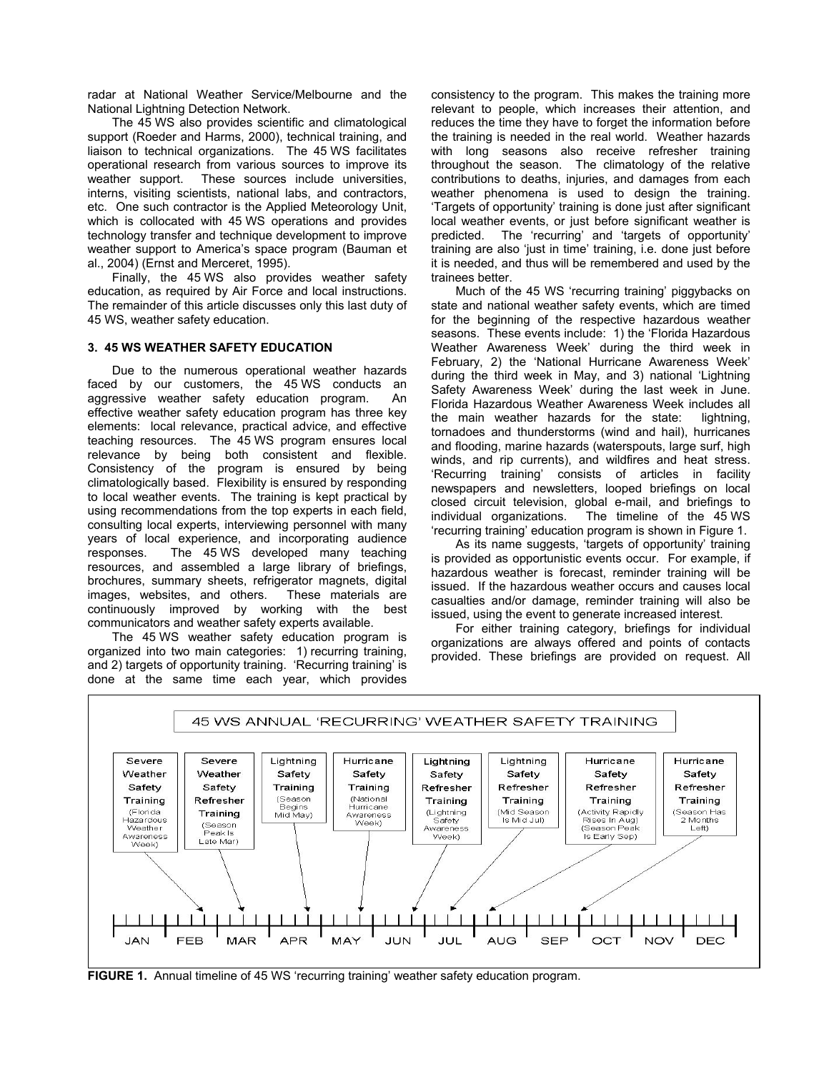radar at National Weather Service/Melbourne and the National Lightning Detection Network.

The 45 WS also provides scientific and climatological support (Roeder and Harms, 2000), technical training, and liaison to technical organizations. The 45 WS facilitates operational research from various sources to improve its weather support. These sources include universities, interns, visiting scientists, national labs, and contractors, etc. One such contractor is the Applied Meteorology Unit, which is collocated with 45 WS operations and provides technology transfer and technique development to improve weather support to America's space program (Bauman et al., 2004) (Ernst and Merceret, 1995).

Finally, the 45 WS also provides weather safety education, as required by Air Force and local instructions. The remainder of this article discusses only this last duty of 45 WS, weather safety education.

## 3. 45 WS WEATHER SAFETY EDUCATION

Due to the numerous operational weather hazards faced by our customers, the 45 WS conducts an aggressive weather safety education program. An effective weather safety education program has three key elements: local relevance, practical advice, and effective teaching resources. The 45 WS program ensures local relevance by being both consistent and flexible. Consistency of the program is ensured by being climatologically based. Flexibility is ensured by responding to local weather events. The training is kept practical by using recommendations from the top experts in each field, consulting local experts, interviewing personnel with many years of local experience, and incorporating audience responses. The 45 WS developed many teaching resources, and assembled a large library of briefings, brochures, summary sheets, refrigerator magnets, digital images, websites, and others. These materials are continuously improved by working with the best communicators and weather safety experts available.

The 45 WS weather safety education program is organized into two main categories: 1) recurring training, and 2) targets of opportunity training. 'Recurring training' is done at the same time each year, which provides consistency to the program. This makes the training more relevant to people, which increases their attention, and reduces the time they have to forget the information before the training is needed in the real world. Weather hazards with long seasons also receive refresher training throughout the season. The climatology of the relative contributions to deaths, injuries, and damages from each weather phenomena is used to design the training. 'Targets of opportunity' training is done just after significant local weather events, or just before significant weather is predicted. The 'recurring' and 'targets of opportunity' training are also 'just in time' training, i.e. done just before it is needed, and thus will be remembered and used by the trainees better.

Much of the 45 WS 'recurring training' piggybacks on state and national weather safety events, which are timed for the beginning of the respective hazardous weather seasons. These events include: 1) the 'Florida Hazardous Weather Awareness Week' during the third week in February, 2) the 'National Hurricane Awareness Week' during the third week in May, and 3) national 'Lightning Safety Awareness Week' during the last week in June. Florida Hazardous Weather Awareness Week includes all the main weather hazards for the state: lightning, tornadoes and thunderstorms (wind and hail), hurricanes and flooding, marine hazards (waterspouts, large surf, high winds, and rip currents), and wildfires and heat stress. 'Recurring training' consists of articles in facility newspapers and newsletters, looped briefings on local closed circuit television, global e-mail, and briefings to individual organizations. The timeline of the 45 WS 'recurring training' education program is shown in Figure 1.

As its name suggests, 'targets of opportunity' training is provided as opportunistic events occur. For example, if hazardous weather is forecast, reminder training will be issued. If the hazardous weather occurs and causes local casualties and/or damage, reminder training will also be issued, using the event to generate increased interest.

For either training category, briefings for individual organizations are always offered and points of contacts provided. These briefings are provided on request. All

45 WS ANNUAL 'RECURRING' WEATHER SAFETY TRAINING

| Training | Notes |
|---|---|
| Severe Weather Safety Training | (Florida Hazardous Weather Awareness Week) |
| Severe Weather Safety Refresher Training | (Season Peak Is Late Mar) |
| Lightning Safety Training | (Season Begins Mid May) |
| Hurricane Safety Training | (National Hurricane Awareness Week) |
| Lightning Safety Refresher Training | (Lightning Safety Awareness Week) |
| Lightning Safety Refresher Training | (Mid Season Is Mid Jul) |
| Hurricane Safety Refresher Training | (Activity Rapidly Rises In Aug) (Season Peak Is Early Sep) |
| Hurricane Safety Refresher Training | (Season Has 2 Months Left) |

JAN FEB MAR APR MAY JUN JUL AUG SEP OCT NOV DEC

**FIGURE 1.** Annual timeline of 45 WS 'recurring training' weather safety education program.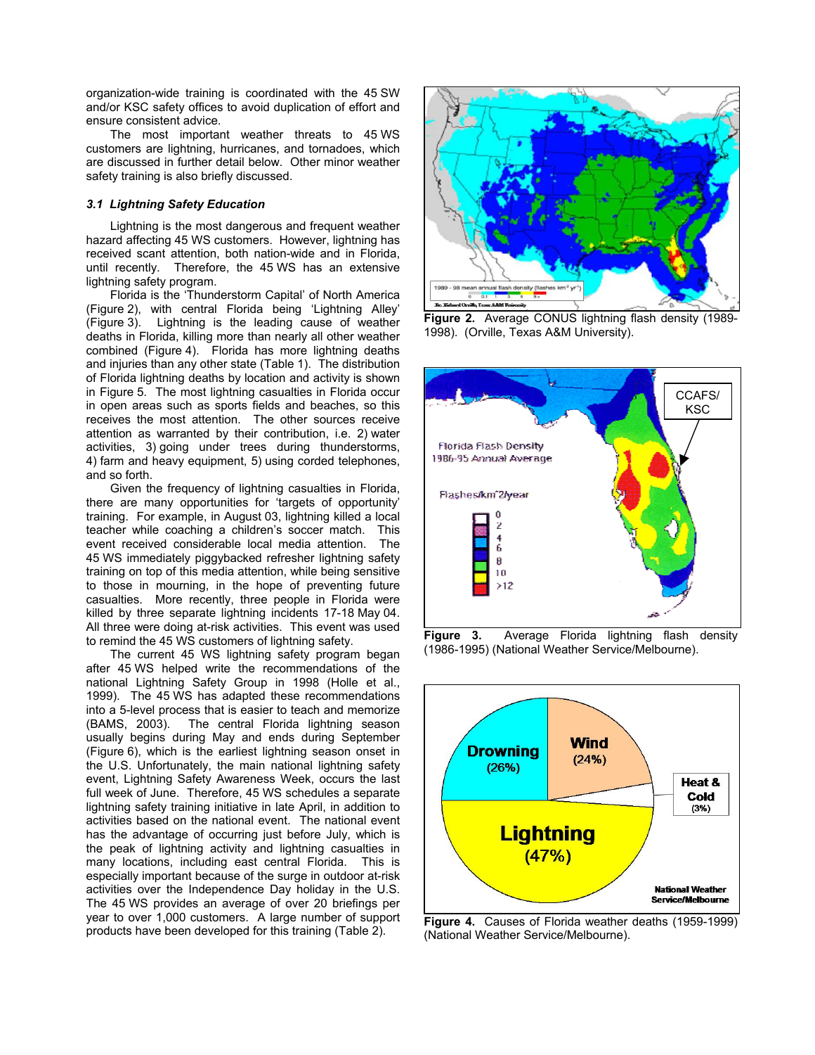organization-wide training is coordinated with the 45 SW and/or KSC safety offices to avoid duplication of effort and ensure consistent advice.

The most important weather threats to 45 WS customers are lightning, hurricanes, and tornadoes, which are discussed in further detail below. Other minor weather safety training is also briefly discussed.

### *3.1 Lightning Safety Education*

Lightning is the most dangerous and frequent weather hazard affecting 45 WS customers. However, lightning has received scant attention, both nation-wide and in Florida, until recently. Therefore, the 45 WS has an extensive lightning safety program.

Florida is the 'Thunderstorm Capital' of North America (Figure 2), with central Florida being 'Lightning Alley' (Figure 3). Lightning is the leading cause of weather deaths in Florida, killing more than nearly all other weather combined (Figure 4). Florida has more lightning deaths and injuries than any other state (Table 1). The distribution of Florida lightning deaths by location and activity is shown in Figure 5. The most lightning casualties in Florida occur in open areas such as sports fields and beaches, so this receives the most attention. The other sources receive attention as warranted by their contribution, i.e. 2) water activities, 3) going under trees during thunderstorms, 4) farm and heavy equipment, 5) using corded telephones, and so forth.

Given the frequency of lightning casualties in Florida, there are many opportunities for 'targets of opportunity' training. For example, in August 03, lightning killed a local teacher while coaching a children's soccer match. This event received considerable local media attention. The 45 WS immediately piggybacked refresher lightning safety training on top of this media attention, while being sensitive to those in mourning, in the hope of preventing future casualties. More recently, three people in Florida were killed by three separate lightning incidents 17-18 May 04. All three were doing at-risk activities. This event was used to remind the 45 WS customers of lightning safety.

The current 45 WS lightning safety program began after 45 WS helped write the recommendations of the national Lightning Safety Group in 1998 (Holle et al., 1999). The 45 WS has adapted these recommendations into a 5-level process that is easier to teach and memorize (BAMS, 2003). The central Florida lightning season usually begins during May and ends during September (Figure 6), which is the earliest lightning season onset in the U.S. Unfortunately, the main national lightning safety event, Lightning Safety Awareness Week, occurs the last full week of June. Therefore, 45 WS schedules a separate lightning safety training initiative in late April, in addition to activities based on the national event. The national event has the advantage of occurring just before July, which is the peak of lightning activity and lightning casualties in many locations, including east central Florida. This is especially important because of the surge in outdoor at-risk activities over the Independence Day holiday in the U.S. The 45 WS provides an average of over 20 briefings per year to over 1,000 customers. A large number of support products have been developed for this training (Table 2).

**Figure 2.** Average CONUS lightning flash density (1989-1998). (Orville, Texas A&M University).

**Figure 3.** Average Florida lightning flash density (1986-1995) (National Weather Service/Melbourne).

**Figure 4.** Causes of Florida weather deaths (1959-1999) (National Weather Service/Melbourne).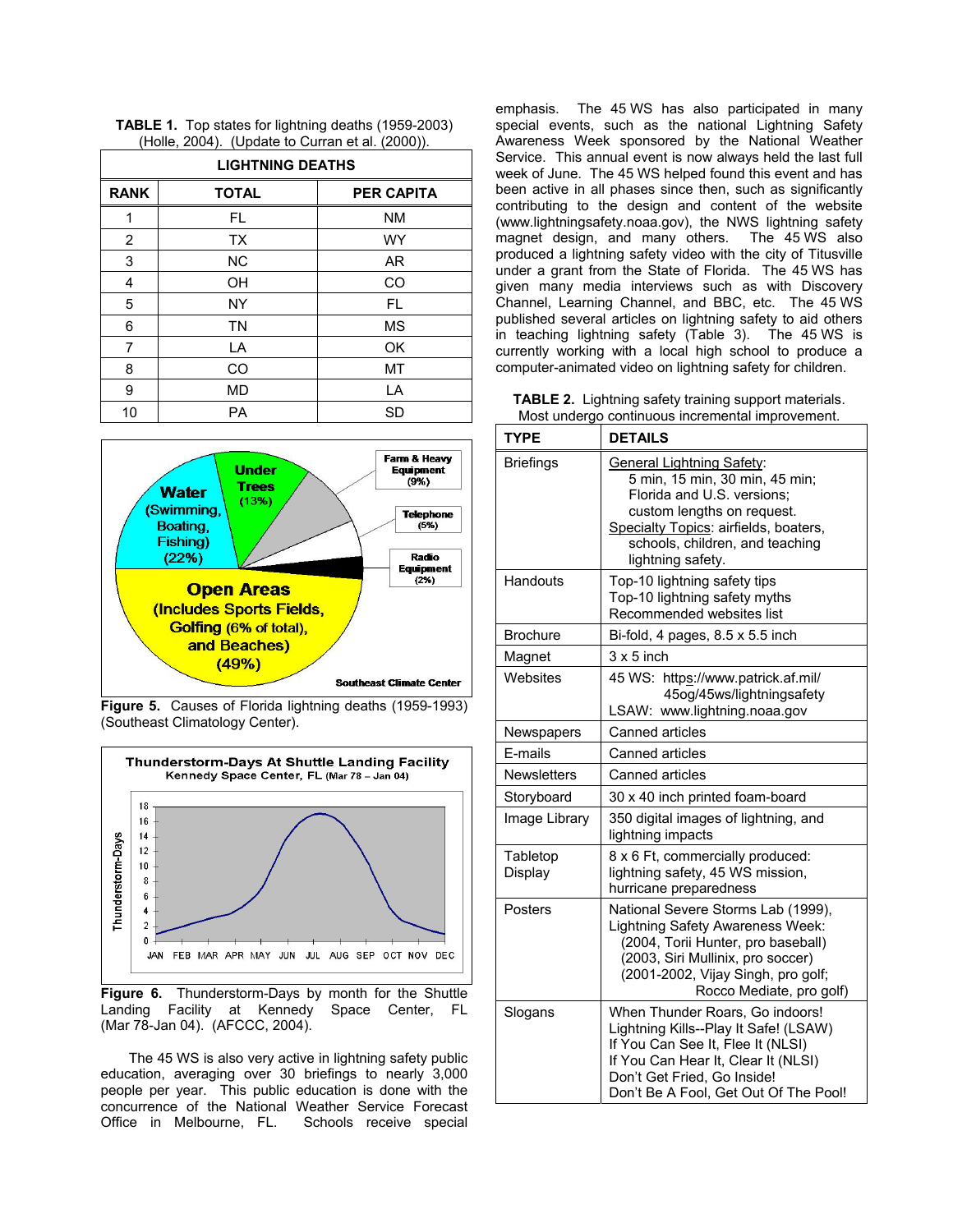**TABLE 1.** Top states for lightning deaths (1959-2003) (Holle, 2004). (Update to Curran et al. (2000)).

| LIGHTNING DEATHS | | |
|---|---|---|
| **RANK** | **TOTAL** | **PER CAPITA** |
| 1 | FL | NM |
| 2 | TX | WY |
| 3 | NC | AR |
| 4 | OH | CO |
| 5 | NY | FL |
| 6 | TN | MS |
| 7 | LA | OK |
| 8 | CO | MT |
| 9 | MD | LA |
| 10 | PA | SD |

**Figure 5.** Causes of Florida lightning deaths (1959-1993) (Southeast Climatology Center).

**Figure 6.** Thunderstorm-Days by month for the Shuttle Landing Facility at Kennedy Space Center, FL (Mar 78-Jan 04). (AFCCC, 2004).

The 45 WS is also very active in lightning safety public education, averaging over 30 briefings to nearly 3,000 people per year. This public education is done with the concurrence of the National Weather Service Forecast Office in Melbourne, FL. Schools receive special emphasis. The 45 WS has also participated in many special events, such as the national Lightning Safety Awareness Week sponsored by the National Weather Service. This annual event is now always held the last full week of June. The 45 WS helped found this event and has been active in all phases since then, such as significantly contributing to the design and content of the website (www.lightningsafety.noaa.gov), the NWS lightning safety magnet design, and many others. The 45 WS also produced a lightning safety video with the city of Titusville under a grant from the State of Florida. The 45 WS has given many media interviews such as with Discovery Channel, Learning Channel, and BBC, etc. The 45 WS published several articles on lightning safety to aid others in teaching lightning safety (Table 3). The 45 WS is currently working with a local high school to produce a computer-animated video on lightning safety for children.

**TABLE 2.** Lightning safety training support materials. Most undergo continuous incremental improvement.

| TYPE | DETAILS |
|---|---|
| Briefings | General Lightning Safety: 5 min, 15 min, 30 min, 45 min; Florida and U.S. versions; custom lengths on request. Specialty Topics: airfields, boaters, schools, children, and teaching lightning safety. |
| Handouts | Top-10 lightning safety tips<br>Top-10 lightning safety myths<br>Recommended websites list |
| Brochure | Bi-fold, 4 pages, 8.5 x 5.5 inch |
| Magnet | 3 x 5 inch |
| Websites | 45 WS: https://www.patrick.af.mil/45og/45ws/lightningsafety<br>LSAW: www.lightning.noaa.gov |
| Newspapers | Canned articles |
| E-mails | Canned articles |
| Newsletters | Canned articles |
| Storyboard | 30 x 40 inch printed foam-board |
| Image Library | 350 digital images of lightning, and lightning impacts |
| Tabletop Display | 8 x 6 Ft, commercially produced: lightning safety, 45 WS mission, hurricane preparedness |
| Posters | National Severe Storms Lab (1999), Lightning Safety Awareness Week: (2004, Torii Hunter, pro baseball) (2003, Siri Mullinix, pro soccer) (2001-2002, Vijay Singh, pro golf; Rocco Mediate, pro golf) |
| Slogans | When Thunder Roars, Go indoors!<br>Lightning Kills--Play It Safe! (LSAW)<br>If You Can See It, Flee It (NLSI)<br>If You Can Hear It, Clear It (NLSI)<br>Don't Get Fried, Go Inside!<br>Don't Be A Fool, Get Out Of The Pool! |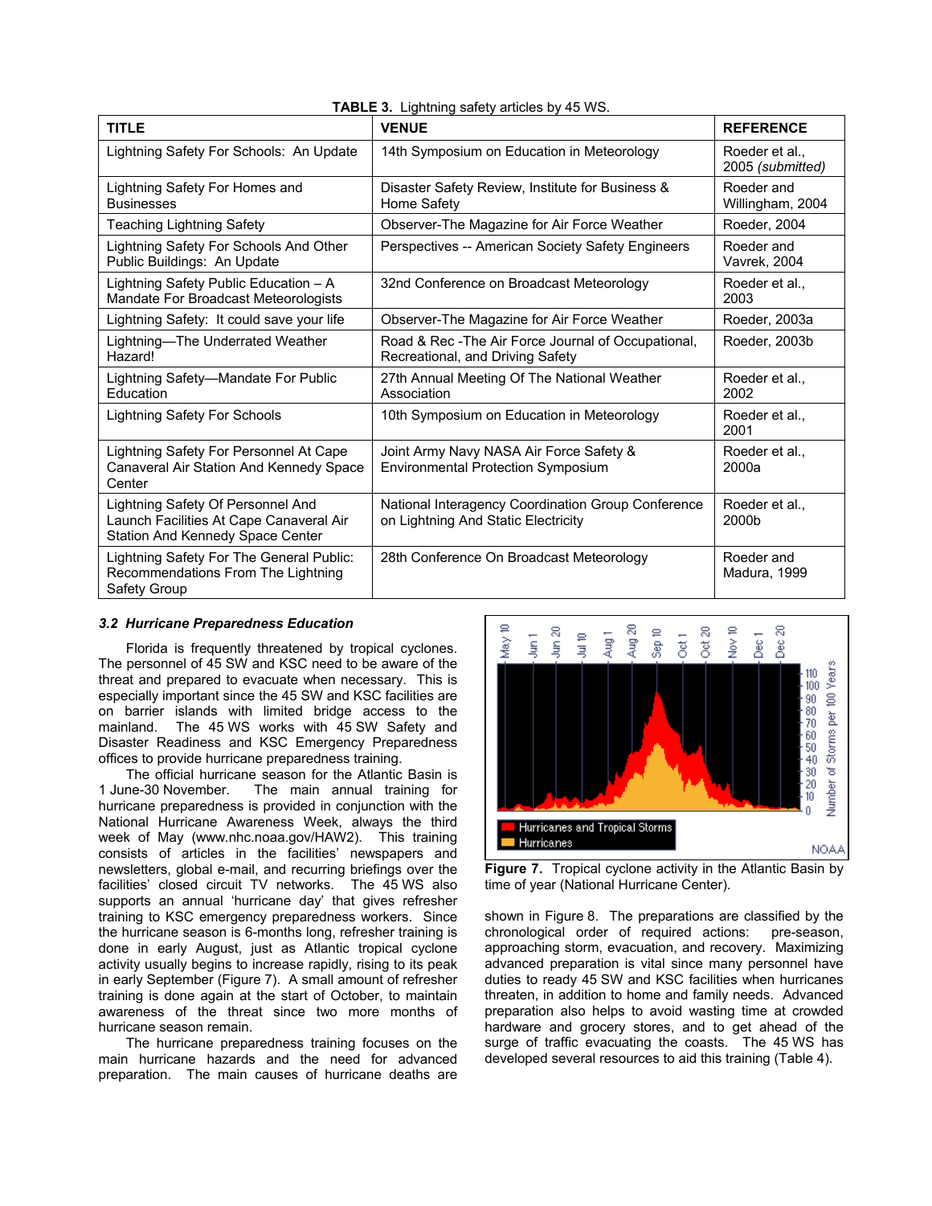**TABLE 3.** Lightning safety articles by 45 WS.

| TITLE | VENUE | REFERENCE |
|---|---|---|
| Lightning Safety For Schools: An Update | 14th Symposium on Education in Meteorology | Roeder et al., 2005 *(submitted)* |
| Lightning Safety For Homes and Businesses | Disaster Safety Review, Institute for Business & Home Safety | Roeder and Willingham, 2004 |
| Teaching Lightning Safety | Observer-The Magazine for Air Force Weather | Roeder, 2004 |
| Lightning Safety For Schools And Other Public Buildings: An Update | Perspectives -- American Society Safety Engineers | Roeder and Vavrek, 2004 |
| Lightning Safety Public Education – A Mandate For Broadcast Meteorologists | 32nd Conference on Broadcast Meteorology | Roeder et al., 2003 |
| Lightning Safety: It could save your life | Observer-The Magazine for Air Force Weather | Roeder, 2003a |
| Lightning—The Underrated Weather Hazard! | Road & Rec -The Air Force Journal of Occupational, Recreational, and Driving Safety | Roeder, 2003b |
| Lightning Safety—Mandate For Public Education | 27th Annual Meeting Of The National Weather Association | Roeder et al., 2002 |
| Lightning Safety For Schools | 10th Symposium on Education in Meteorology | Roeder et al., 2001 |
| Lightning Safety For Personnel At Cape Canaveral Air Station And Kennedy Space Center | Joint Army Navy NASA Air Force Safety & Environmental Protection Symposium | Roeder et al., 2000a |
| Lightning Safety Of Personnel And Launch Facilities At Cape Canaveral Air Station And Kennedy Space Center | National Interagency Coordination Group Conference on Lightning And Static Electricity | Roeder et al., 2000b |
| Lightning Safety For The General Public: Recommendations From The Lightning Safety Group | 28th Conference On Broadcast Meteorology | Roeder and Madura, 1999 |

### *3.2 Hurricane Preparedness Education*

Florida is frequently threatened by tropical cyclones. The personnel of 45 SW and KSC need to be aware of the threat and prepared to evacuate when necessary. This is especially important since the 45 SW and KSC facilities are on barrier islands with limited bridge access to the mainland. The 45 WS works with 45 SW Safety and Disaster Readiness and KSC Emergency Preparedness offices to provide hurricane preparedness training.

The official hurricane season for the Atlantic Basin is 1 June-30 November. The main annual training for hurricane preparedness is provided in conjunction with the National Hurricane Awareness Week, always the third week of May (www.nhc.noaa.gov/HAW2). This training consists of articles in the facilities' newspapers and newsletters, global e-mail, and recurring briefings over the facilities' closed circuit TV networks. The 45 WS also supports an annual 'hurricane day' that gives refresher training to KSC emergency preparedness workers. Since the hurricane season is 6-months long, refresher training is done in early August, just as Atlantic tropical cyclone activity usually begins to increase rapidly, rising to its peak in early September (Figure 7). A small amount of refresher training is done again at the start of October, to maintain awareness of the threat since two more months of hurricane season remain.

The hurricane preparedness training focuses on the main hurricane hazards and the need for advanced preparation. The main causes of hurricane deaths are shown in Figure 8. The preparations are classified by the chronological order of required actions: pre-season, approaching storm, evacuation, and recovery. Maximizing advanced preparation is vital since many personnel have duties to ready 45 SW and KSC facilities when hurricanes threaten, in addition to home and family needs. Advanced preparation also helps to avoid wasting time at crowded hardware and grocery stores, and to get ahead of the surge of traffic evacuating the coasts. The 45 WS has developed several resources to aid this training (Table 4).

**Figure 7.** Tropical cyclone activity in the Atlantic Basin by time of year (National Hurricane Center).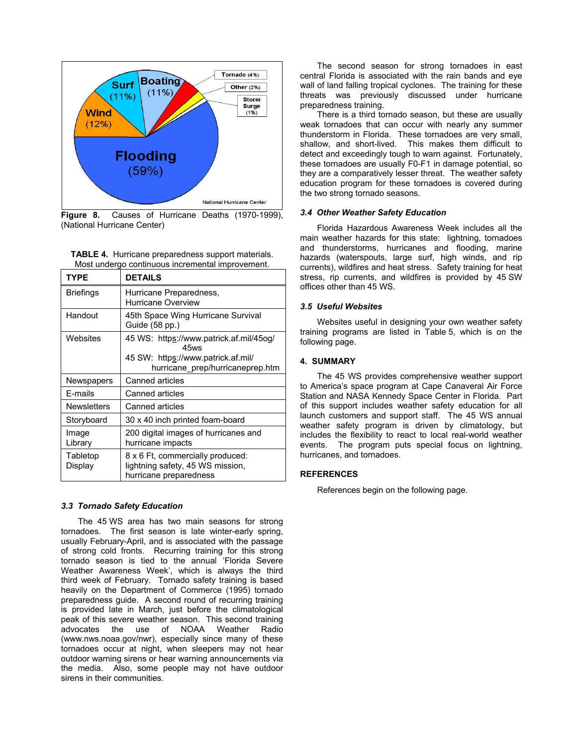Figure 8. Causes of Hurricane Deaths (1970-1999), (National Hurricane Center)

TABLE 4. Hurricane preparedness support materials. Most undergo continuous incremental improvement.

| TYPE | DETAILS |
|---|---|
| Briefings | Hurricane Preparedness, Hurricane Overview |
| Handout | 45th Space Wing Hurricane Survival Guide (58 pp.) |
| Websites | 45 WS: https://www.patrick.af.mil/45og/45ws<br>45 SW: https://www.patrick.af.mil/hurricane_prep/hurricaneprep.htm |
| Newspapers | Canned articles |
| E-mails | Canned articles |
| Newsletters | Canned articles |
| Storyboard | 30 x 40 inch printed foam-board |
| Image Library | 200 digital images of hurricanes and hurricane impacts |
| Tabletop Display | 8 x 6 Ft, commercially produced: lightning safety, 45 WS mission, hurricane preparedness |

### *3.3 Tornado Safety Education*

The 45 WS area has two main seasons for strong tornadoes. The first season is late winter-early spring, usually February-April, and is associated with the passage of strong cold fronts. Recurring training for this strong tornado season is tied to the annual 'Florida Severe Weather Awareness Week', which is always the third third week of February. Tornado safety training is based heavily on the Department of Commerce (1995) tornado preparedness guide. A second round of recurring training is provided late in March, just before the climatological peak of this severe weather season. This second training advocates the use of NOAA Weather Radio (www.nws.noaa.gov/nwr), especially since many of these tornadoes occur at night, when sleepers may not hear outdoor warning sirens or hear warning announcements via the media. Also, some people may not have outdoor sirens in their communities.

The second season for strong tornadoes in east central Florida is associated with the rain bands and eye wall of land falling tropical cyclones. The training for these threats was previously discussed under hurricane preparedness training.

There is a third tornado season, but these are usually weak tornadoes that can occur with nearly any summer thunderstorm in Florida. These tornadoes are very small, shallow, and short-lived. This makes them difficult to detect and exceedingly tough to warn against. Fortunately, these tornadoes are usually F0-F1 in damage potential, so they are a comparatively lesser threat. The weather safety education program for these tornadoes is covered during the two strong tornado seasons.

### *3.4 Other Weather Safety Education*

Florida Hazardous Awareness Week includes all the main weather hazards for this state: lightning, tornadoes and thunderstorms, hurricanes and flooding, marine hazards (waterspouts, large surf, high winds, and rip currents), wildfires and heat stress. Safety training for heat stress, rip currents, and wildfires is provided by 45 SW offices other than 45 WS.

### *3.5 Useful Websites*

Websites useful in designing your own weather safety training programs are listed in Table 5, which is on the following page.

## 4. SUMMARY

The 45 WS provides comprehensive weather support to America's space program at Cape Canaveral Air Force Station and NASA Kennedy Space Center in Florida. Part of this support includes weather safety education for all launch customers and support staff. The 45 WS annual weather safety program is driven by climatology, but includes the flexibility to react to local real-world weather events. The program puts special focus on lightning, hurricanes, and tornadoes.

## REFERENCES

References begin on the following page.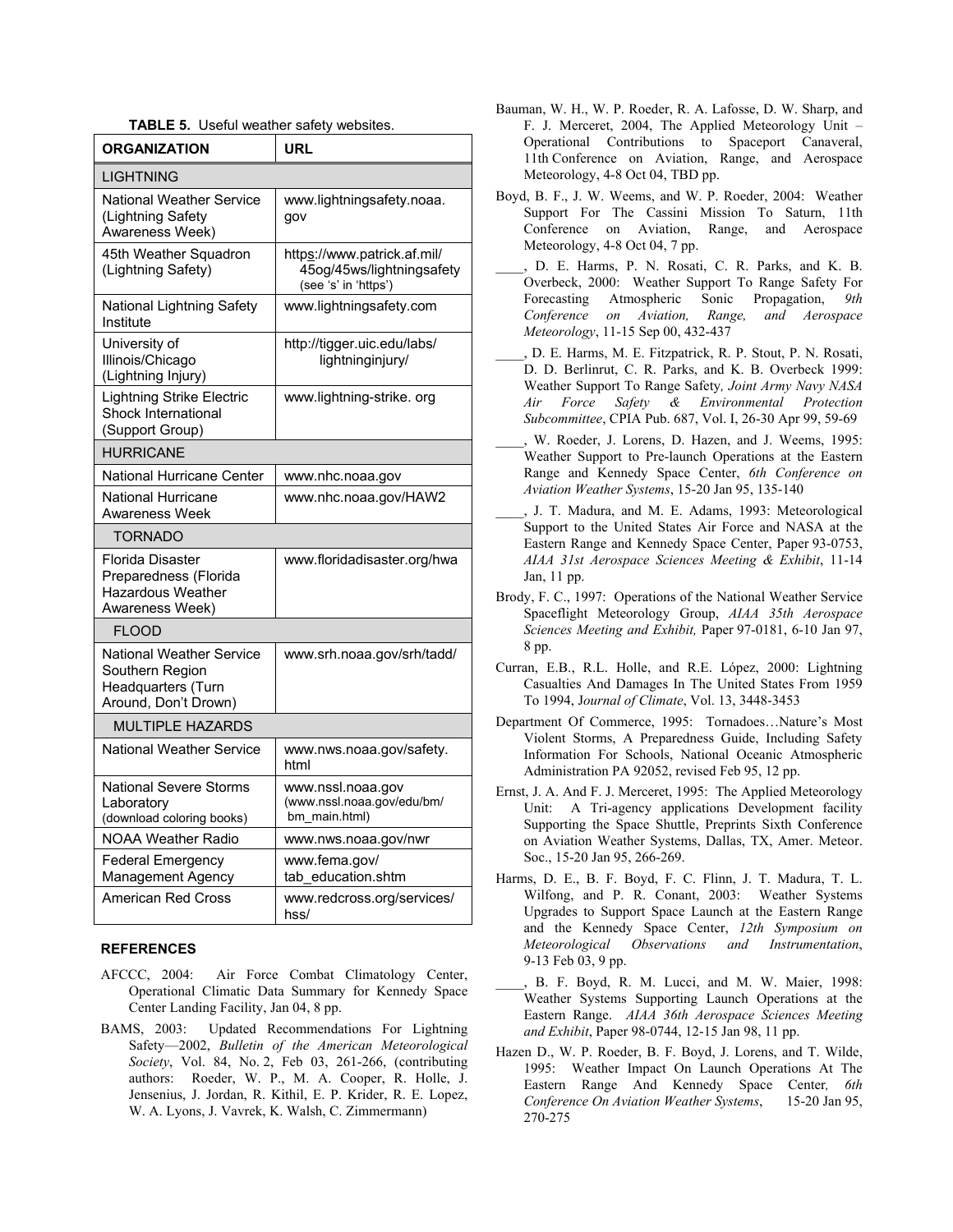**TABLE 5.** Useful weather safety websites.

| ORGANIZATION | URL |
|---|---|
| LIGHTNING | |
| National Weather Service (Lightning Safety Awareness Week) | www.lightningsafety.noaa.gov |
| 45th Weather Squadron (Lightning Safety) | https://www.patrick.af.mil/45og/45ws/lightningsafety (see 's' in 'https') |
| National Lightning Safety Institute | www.lightningsafety.com |
| University of Illinois/Chicago (Lightning Injury) | http://tigger.uic.edu/labs/lightninginjury/ |
| Lightning Strike Electric Shock International (Support Group) | www.lightning-strike. org |
| HURRICANE | |
| National Hurricane Center | www.nhc.noaa.gov |
| National Hurricane Awareness Week | www.nhc.noaa.gov/HAW2 |
| TORNADO | |
| Florida Disaster Preparedness (Florida Hazardous Weather Awareness Week) | www.floridadisaster.org/hwa |
| FLOOD | |
| National Weather Service Southern Region Headquarters (Turn Around, Don't Drown) | www.srh.noaa.gov/srh/tadd/ |
| MULTIPLE HAZARDS | |
| National Weather Service | www.nws.noaa.gov/safety.html |
| National Severe Storms Laboratory (download coloring books) | www.nssl.noaa.gov (www.nssl.noaa.gov/edu/bm/bm_main.html) |
| NOAA Weather Radio | www.nws.noaa.gov/nwr |
| Federal Emergency Management Agency | www.fema.gov/tab_education.shtm |
| American Red Cross | www.redcross.org/services/hss/ |

### REFERENCES

AFCCC, 2004: Air Force Combat Climatology Center, Operational Climatic Data Summary for Kennedy Space Center Landing Facility, Jan 04, 8 pp.

BAMS, 2003: Updated Recommendations For Lightning Safety—2002, *Bulletin of the American Meteorological Society*, Vol. 84, No. 2, Feb 03, 261-266, (contributing authors: Roeder, W. P., M. A. Cooper, R. Holle, J. Jensenius, J. Jordan, R. Kithil, E. P. Krider, R. E. Lopez, W. A. Lyons, J. Vavrek, K. Walsh, C. Zimmermann)

Bauman, W. H., W. P. Roeder, R. A. Lafosse, D. W. Sharp, and F. J. Merceret, 2004, The Applied Meteorology Unit – Operational Contributions to Spaceport Canaveral, 11th Conference on Aviation, Range, and Aerospace Meteorology, 4-8 Oct 04, TBD pp.

Boyd, B. F., J. W. Weems, and W. P. Roeder, 2004: Weather Support For The Cassini Mission To Saturn, 11th Conference on Aviation, Range, and Aerospace Meteorology, 4-8 Oct 04, 7 pp.

____, D. E. Harms, P. N. Rosati, C. R. Parks, and K. B. Overbeck, 2000: Weather Support To Range Safety For Forecasting Atmospheric Sonic Propagation, *9th Conference on Aviation, Range, and Aerospace Meteorology*, 11-15 Sep 00, 432-437

____, D. E. Harms, M. E. Fitzpatrick, R. P. Stout, P. N. Rosati, D. D. Berlinrut, C. R. Parks, and K. B. Overbeck 1999: Weather Support To Range Safety*, Joint Army Navy NASA Air Force Safety & Environmental Protection Subcommittee*, CPIA Pub. 687, Vol. I, 26-30 Apr 99, 59-69

____, W. Roeder, J. Lorens, D. Hazen, and J. Weems, 1995: Weather Support to Pre-launch Operations at the Eastern Range and Kennedy Space Center, *6th Conference on Aviation Weather Systems*, 15-20 Jan 95, 135-140

____, J. T. Madura, and M. E. Adams, 1993: Meteorological Support to the United States Air Force and NASA at the Eastern Range and Kennedy Space Center, Paper 93-0753, *AIAA 31st Aerospace Sciences Meeting & Exhibit*, 11-14 Jan, 11 pp.

Brody, F. C., 1997: Operations of the National Weather Service Spaceflight Meteorology Group, *AIAA 35th Aerospace Sciences Meeting and Exhibit,* Paper 97-0181, 6-10 Jan 97, 8 pp.

Curran, E.B., R.L. Holle, and R.E. López, 2000: Lightning Casualties And Damages In The United States From 1959 To 1994, J*ournal of Climate*, Vol. 13, 3448-3453

Department Of Commerce, 1995: Tornadoes…Nature's Most Violent Storms, A Preparedness Guide, Including Safety Information For Schools, National Oceanic Atmospheric Administration PA 92052, revised Feb 95, 12 pp.

Ernst, J. A. And F. J. Merceret, 1995: The Applied Meteorology Unit: A Tri-agency applications Development facility Supporting the Space Shuttle, Preprints Sixth Conference on Aviation Weather Systems, Dallas, TX, Amer. Meteor. Soc., 15-20 Jan 95, 266-269.

Harms, D. E., B. F. Boyd, F. C. Flinn, J. T. Madura, T. L. Wilfong, and P. R. Conant, 2003: Weather Systems Upgrades to Support Space Launch at the Eastern Range and the Kennedy Space Center, *12th Symposium on Meteorological Observations and Instrumentation*, 9-13 Feb 03, 9 pp.

____, B. F. Boyd, R. M. Lucci, and M. W. Maier, 1998: Weather Systems Supporting Launch Operations at the Eastern Range. *AIAA 36th Aerospace Sciences Meeting and Exhibit*, Paper 98-0744, 12-15 Jan 98, 11 pp.

Hazen D., W. P. Roeder, B. F. Boyd, J. Lorens, and T. Wilde, 1995: Weather Impact On Launch Operations At The Eastern Range And Kennedy Space Center*, 6th Conference On Aviation Weather Systems*, 15-20 Jan 95, 270-275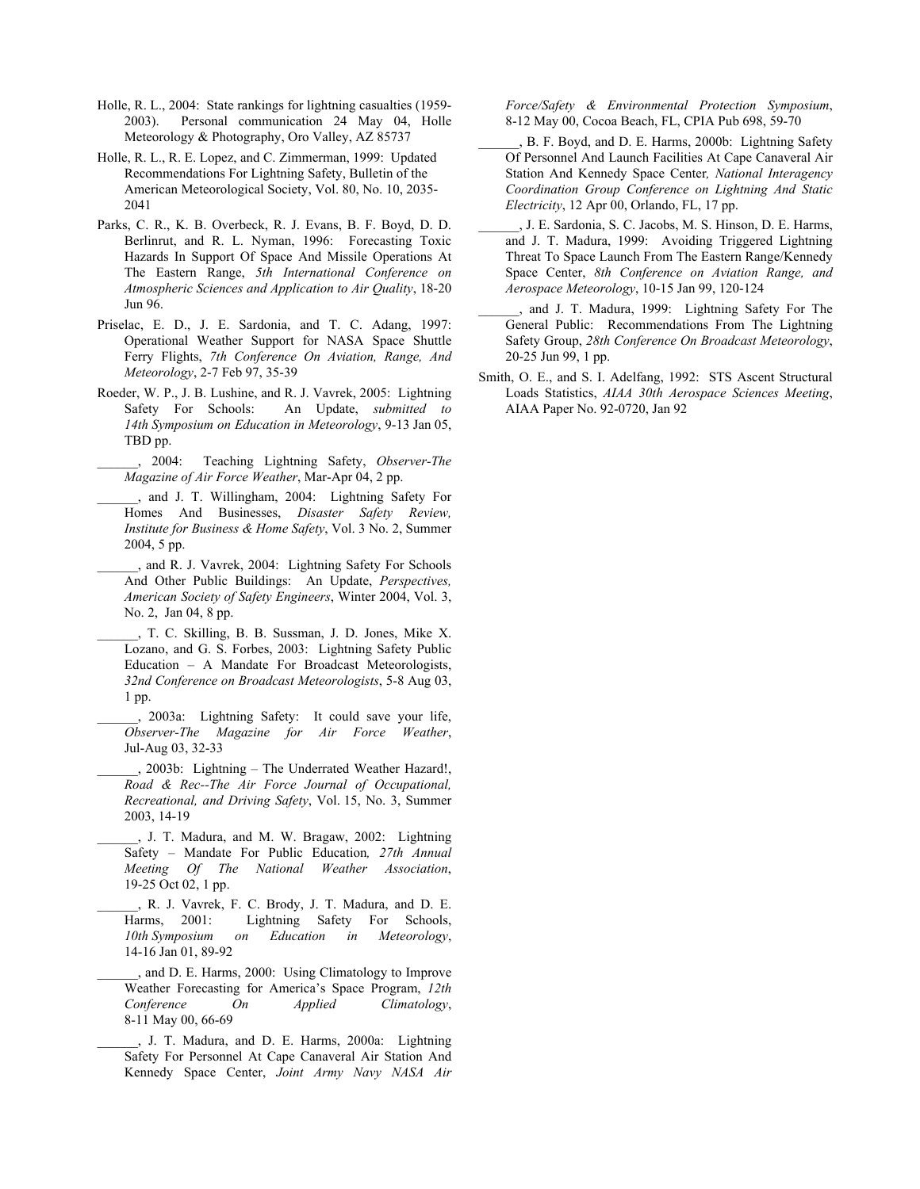Holle, R. L., 2004: State rankings for lightning casualties (1959-2003). Personal communication 24 May 04, Holle Meteorology & Photography, Oro Valley, AZ 85737

Holle, R. L., R. E. Lopez, and C. Zimmerman, 1999: Updated Recommendations For Lightning Safety, Bulletin of the American Meteorological Society, Vol. 80, No. 10, 2035-2041

Parks, C. R., K. B. Overbeck, R. J. Evans, B. F. Boyd, D. D. Berlinrut, and R. L. Nyman, 1996: Forecasting Toxic Hazards In Support Of Space And Missile Operations At The Eastern Range, *5th International Conference on Atmospheric Sciences and Application to Air Quality*, 18-20 Jun 96.

Priselac, E. D., J. E. Sardonia, and T. C. Adang, 1997: Operational Weather Support for NASA Space Shuttle Ferry Flights, *7th Conference On Aviation, Range, And Meteorology*, 2-7 Feb 97, 35-39

Roeder, W. P., J. B. Lushine, and R. J. Vavrek, 2005: Lightning Safety For Schools: An Update, *submitted to 14th Symposium on Education in Meteorology*, 9-13 Jan 05, TBD pp.

______, 2004: Teaching Lightning Safety, *Observer-The Magazine of Air Force Weather*, Mar-Apr 04, 2 pp.

______, and J. T. Willingham, 2004: Lightning Safety For Homes And Businesses, *Disaster Safety Review, Institute for Business & Home Safety*, Vol. 3 No. 2, Summer 2004, 5 pp.

______, and R. J. Vavrek, 2004: Lightning Safety For Schools And Other Public Buildings: An Update, *Perspectives, American Society of Safety Engineers*, Winter 2004, Vol. 3, No. 2, Jan 04, 8 pp.

______, T. C. Skilling, B. B. Sussman, J. D. Jones, Mike X. Lozano, and G. S. Forbes, 2003: Lightning Safety Public Education – A Mandate For Broadcast Meteorologists, *32nd Conference on Broadcast Meteorologists*, 5-8 Aug 03, 1 pp.

______, 2003a: Lightning Safety: It could save your life, *Observer-The Magazine for Air Force Weather*, Jul-Aug 03, 32-33

______, 2003b: Lightning – The Underrated Weather Hazard!, *Road & Rec--The Air Force Journal of Occupational, Recreational, and Driving Safety*, Vol. 15, No. 3, Summer 2003, 14-19

______, J. T. Madura, and M. W. Bragaw, 2002: Lightning Safety – Mandate For Public Education*, 27th Annual Meeting Of The National Weather Association*, 19-25 Oct 02, 1 pp.

______, R. J. Vavrek, F. C. Brody, J. T. Madura, and D. E. Harms, 2001: Lightning Safety For Schools, *10th Symposium on Education in Meteorology*, 14-16 Jan 01, 89-92

______, and D. E. Harms, 2000: Using Climatology to Improve Weather Forecasting for America's Space Program, *12th Conference On Applied Climatology*, 8-11 May 00, 66-69

______, J. T. Madura, and D. E. Harms, 2000a: Lightning Safety For Personnel At Cape Canaveral Air Station And Kennedy Space Center, *Joint Army Navy NASA Air Force/Safety & Environmental Protection Symposium*, 8-12 May 00, Cocoa Beach, FL, CPIA Pub 698, 59-70

______, B. F. Boyd, and D. E. Harms, 2000b: Lightning Safety Of Personnel And Launch Facilities At Cape Canaveral Air Station And Kennedy Space Center*, National Interagency Coordination Group Conference on Lightning And Static Electricity*, 12 Apr 00, Orlando, FL, 17 pp.

______, J. E. Sardonia, S. C. Jacobs, M. S. Hinson, D. E. Harms, and J. T. Madura, 1999: Avoiding Triggered Lightning Threat To Space Launch From The Eastern Range/Kennedy Space Center, *8th Conference on Aviation Range, and Aerospace Meteorology*, 10-15 Jan 99, 120-124

______, and J. T. Madura, 1999: Lightning Safety For The General Public: Recommendations From The Lightning Safety Group, *28th Conference On Broadcast Meteorology*, 20-25 Jun 99, 1 pp.

Smith, O. E., and S. I. Adelfang, 1992: STS Ascent Structural Loads Statistics, *AIAA 30th Aerospace Sciences Meeting*, AIAA Paper No. 92-0720, Jan 92